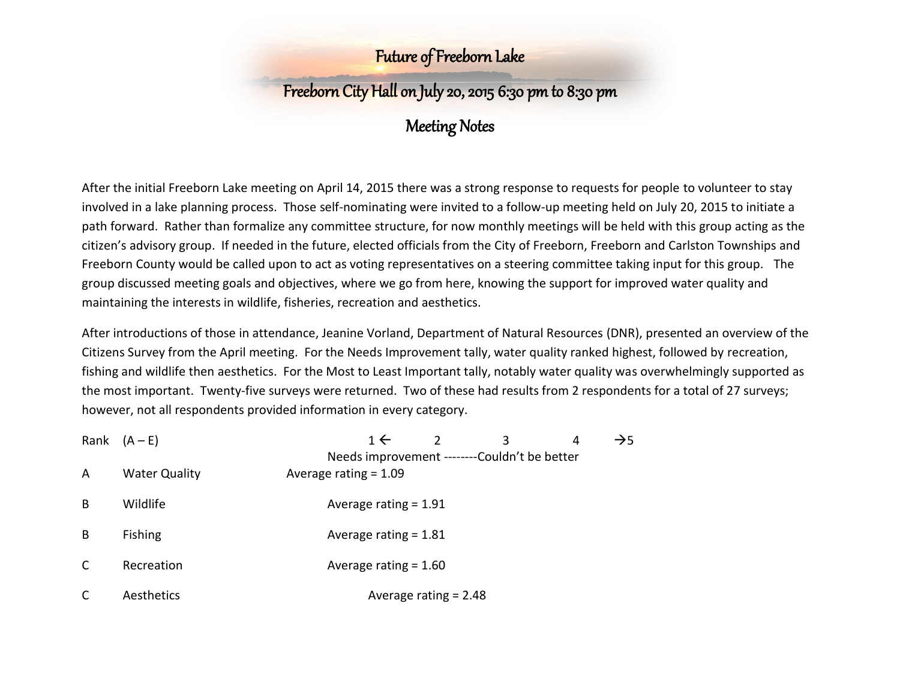# Future of Freeborn Lake

## Freeborn City Hall on July 20, 2015 6:30 pm to 8:30 pm

## Meeting Notes

After the initial Freeborn Lake meeting on April 14, 2015 there was a strong response to requests for people to volunteer to stay involved in a lake planning process. Those self-nominating were invited to a follow-up meeting held on July 20, 2015 to initiate a path forward. Rather than formalize any committee structure, for now monthly meetings will be held with this group acting as the citizen's advisory group. If needed in the future, elected officials from the City of Freeborn, Freeborn and Carlston Townships and Freeborn County would be called upon to act as voting representatives on a steering committee taking input for this group. The group discussed meeting goals and objectives, where we go from here, knowing the support for improved water quality and maintaining the interests in wildlife, fisheries, recreation and aesthetics.

After introductions of those in attendance, Jeanine Vorland, Department of Natural Resources (DNR), presented an overview of the Citizens Survey from the April meeting. For the Needs Improvement tally, water quality ranked highest, followed by recreation, fishing and wildlife then aesthetics. For the Most to Least Important tally, notably water quality was overwhelmingly supported as the most important. Twenty-five surveys were returned. Two of these had results from 2 respondents for a total of 27 surveys; however, not all respondents provided information in every category.

| Rank | (A – E) | 1 ← 2 3 4 → 5<br>Needs improvement --------Couldn't be better |
|---|---|---|
| A | Water Quality | Average rating = 1.09 |
| B | Wildlife | Average rating = 1.91 |
| B | Fishing | Average rating = 1.81 |
| C | Recreation | Average rating = 1.60 |
| C | Aesthetics | Average rating = 2.48 |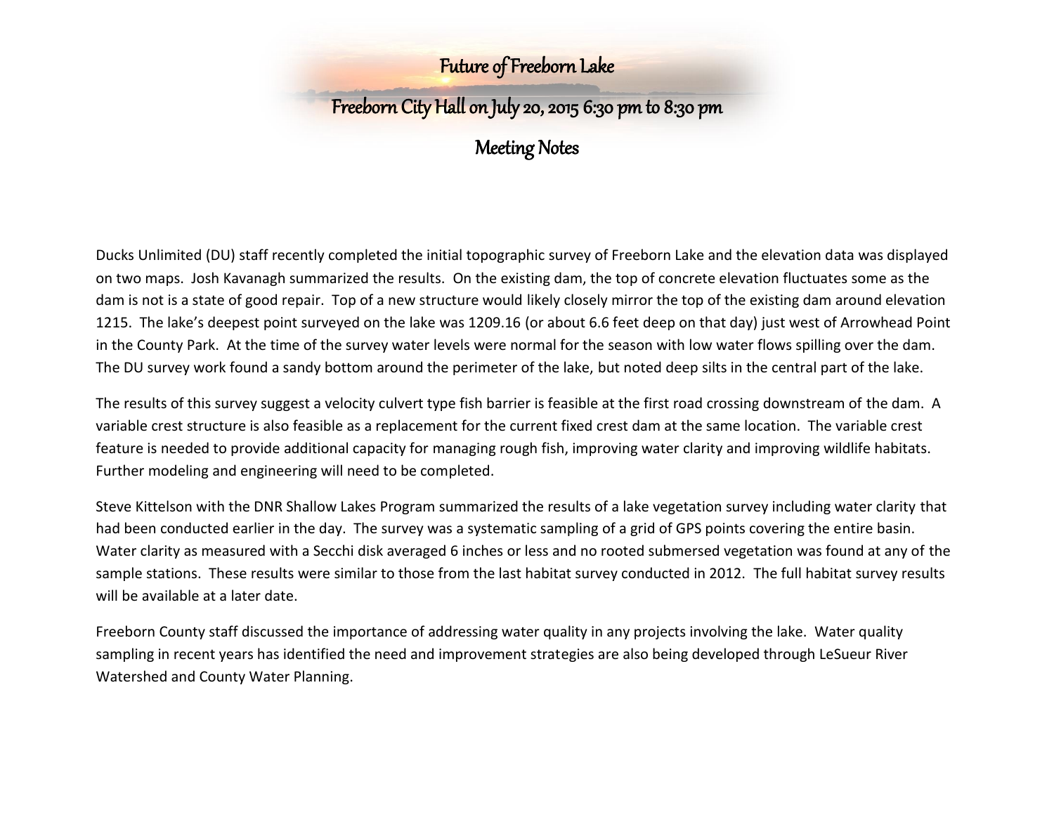# Future of Freeborn Lake

## Freeborn City Hall on July 20, 2015 6:30 pm to 8:30 pm

## Meeting Notes

Ducks Unlimited (DU) staff recently completed the initial topographic survey of Freeborn Lake and the elevation data was displayed on two maps. Josh Kavanagh summarized the results. On the existing dam, the top of concrete elevation fluctuates some as the dam is not is a state of good repair. Top of a new structure would likely closely mirror the top of the existing dam around elevation 1215. The lake's deepest point surveyed on the lake was 1209.16 (or about 6.6 feet deep on that day) just west of Arrowhead Point in the County Park. At the time of the survey water levels were normal for the season with low water flows spilling over the dam. The DU survey work found a sandy bottom around the perimeter of the lake, but noted deep silts in the central part of the lake.

The results of this survey suggest a velocity culvert type fish barrier is feasible at the first road crossing downstream of the dam. A variable crest structure is also feasible as a replacement for the current fixed crest dam at the same location. The variable crest feature is needed to provide additional capacity for managing rough fish, improving water clarity and improving wildlife habitats. Further modeling and engineering will need to be completed.

Steve Kittelson with the DNR Shallow Lakes Program summarized the results of a lake vegetation survey including water clarity that had been conducted earlier in the day. The survey was a systematic sampling of a grid of GPS points covering the entire basin. Water clarity as measured with a Secchi disk averaged 6 inches or less and no rooted submersed vegetation was found at any of the sample stations. These results were similar to those from the last habitat survey conducted in 2012. The full habitat survey results will be available at a later date.

Freeborn County staff discussed the importance of addressing water quality in any projects involving the lake. Water quality sampling in recent years has identified the need and improvement strategies are also being developed through LeSueur River Watershed and County Water Planning.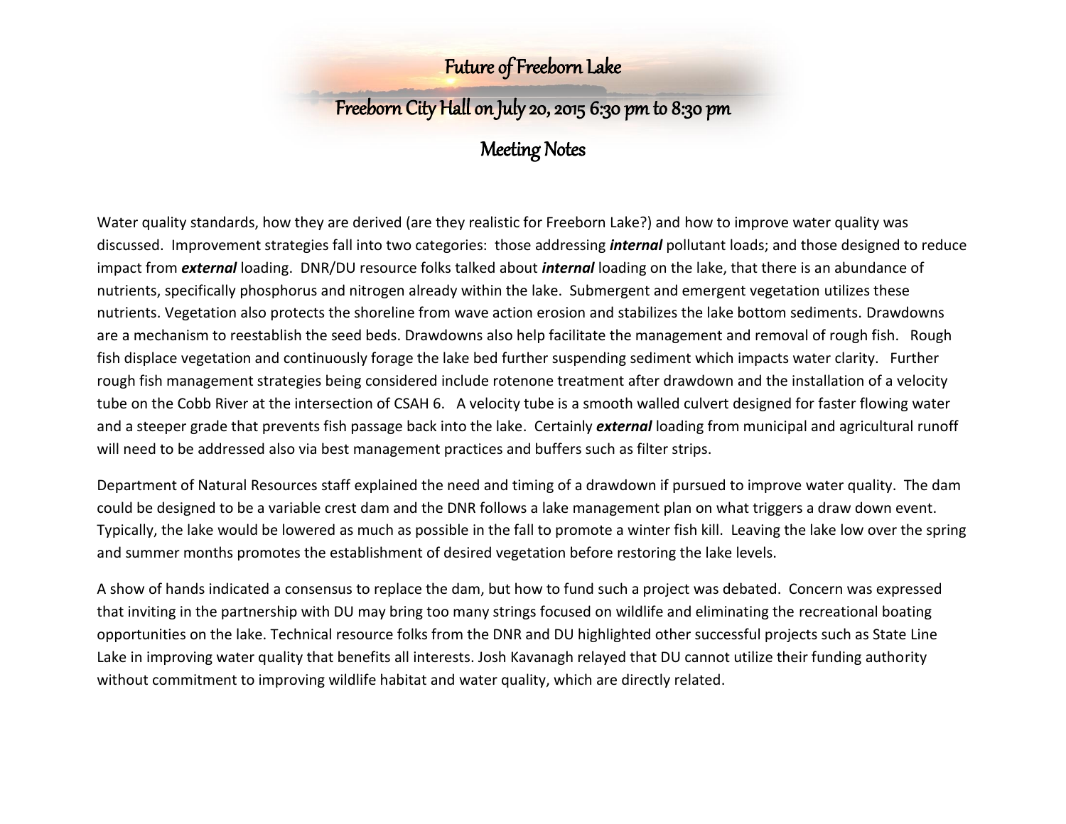# Future of Freeborn Lake

## Freeborn City Hall on July 20, 2015 6:30 pm to 8:30 pm

## Meeting Notes

Water quality standards, how they are derived (are they realistic for Freeborn Lake?) and how to improve water quality was discussed. Improvement strategies fall into two categories: those addressing ***internal*** pollutant loads; and those designed to reduce impact from ***external*** loading. DNR/DU resource folks talked about ***internal*** loading on the lake, that there is an abundance of nutrients, specifically phosphorus and nitrogen already within the lake. Submergent and emergent vegetation utilizes these nutrients. Vegetation also protects the shoreline from wave action erosion and stabilizes the lake bottom sediments. Drawdowns are a mechanism to reestablish the seed beds. Drawdowns also help facilitate the management and removal of rough fish. Rough fish displace vegetation and continuously forage the lake bed further suspending sediment which impacts water clarity. Further rough fish management strategies being considered include rotenone treatment after drawdown and the installation of a velocity tube on the Cobb River at the intersection of CSAH 6. A velocity tube is a smooth walled culvert designed for faster flowing water and a steeper grade that prevents fish passage back into the lake. Certainly ***external*** loading from municipal and agricultural runoff will need to be addressed also via best management practices and buffers such as filter strips.

Department of Natural Resources staff explained the need and timing of a drawdown if pursued to improve water quality. The dam could be designed to be a variable crest dam and the DNR follows a lake management plan on what triggers a draw down event. Typically, the lake would be lowered as much as possible in the fall to promote a winter fish kill. Leaving the lake low over the spring and summer months promotes the establishment of desired vegetation before restoring the lake levels.

A show of hands indicated a consensus to replace the dam, but how to fund such a project was debated. Concern was expressed that inviting in the partnership with DU may bring too many strings focused on wildlife and eliminating the recreational boating opportunities on the lake. Technical resource folks from the DNR and DU highlighted other successful projects such as State Line Lake in improving water quality that benefits all interests. Josh Kavanagh relayed that DU cannot utilize their funding authority without commitment to improving wildlife habitat and water quality, which are directly related.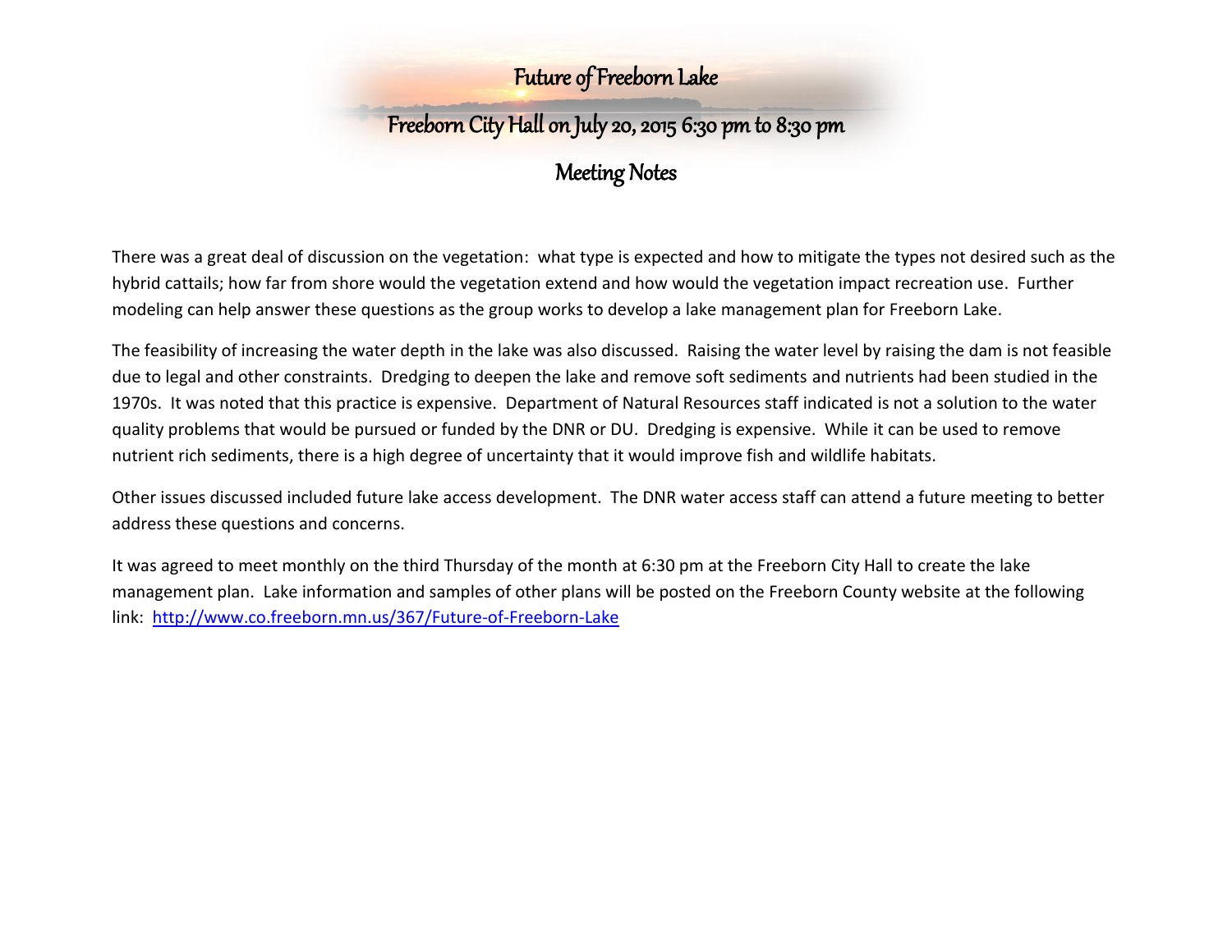# Future of Freeborn Lake

## Freeborn City Hall on July 20, 2015 6:30 pm to 8:30 pm

## Meeting Notes

There was a great deal of discussion on the vegetation: what type is expected and how to mitigate the types not desired such as the hybrid cattails; how far from shore would the vegetation extend and how would the vegetation impact recreation use. Further modeling can help answer these questions as the group works to develop a lake management plan for Freeborn Lake.

The feasibility of increasing the water depth in the lake was also discussed. Raising the water level by raising the dam is not feasible due to legal and other constraints. Dredging to deepen the lake and remove soft sediments and nutrients had been studied in the 1970s. It was noted that this practice is expensive. Department of Natural Resources staff indicated is not a solution to the water quality problems that would be pursued or funded by the DNR or DU. Dredging is expensive. While it can be used to remove nutrient rich sediments, there is a high degree of uncertainty that it would improve fish and wildlife habitats.

Other issues discussed included future lake access development. The DNR water access staff can attend a future meeting to better address these questions and concerns.

It was agreed to meet monthly on the third Thursday of the month at 6:30 pm at the Freeborn City Hall to create the lake management plan. Lake information and samples of other plans will be posted on the Freeborn County website at the following link: [http://www.co.freeborn.mn.us/367/Future-of-Freeborn-Lake](http://www.co.freeborn.mn.us/367/Future-of-Freeborn-Lake)